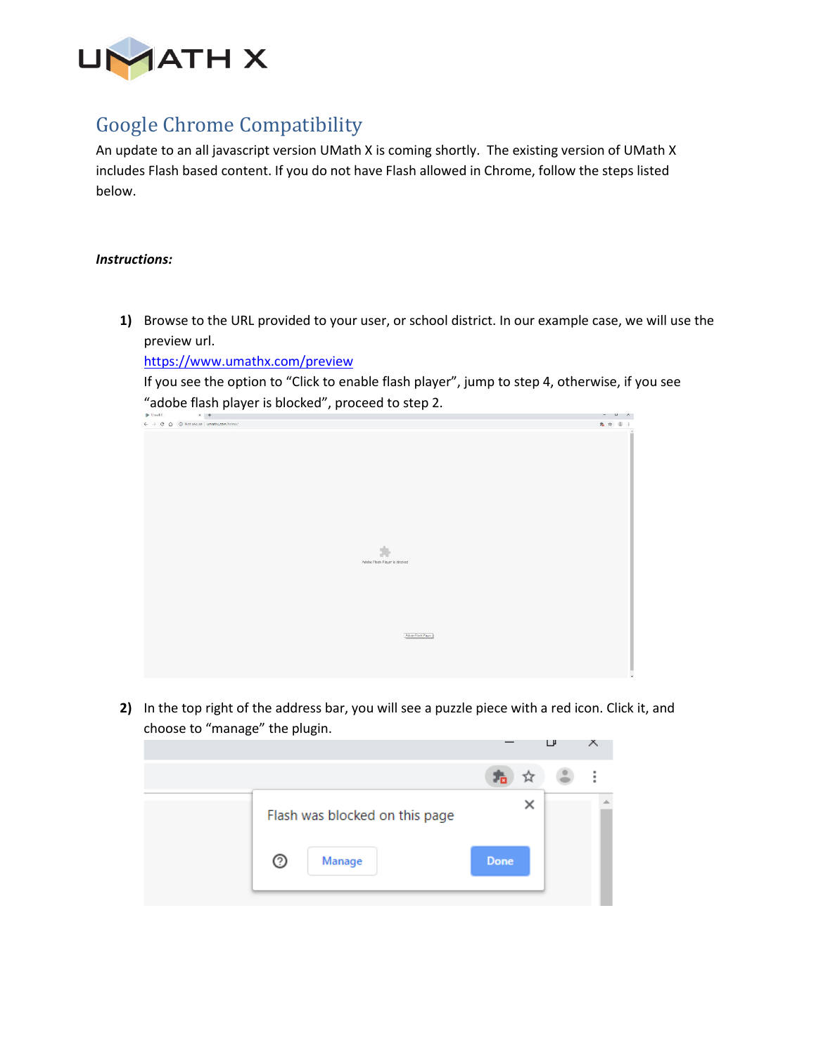# UMATH X

## Google Chrome Compatibility

An update to an all javascript version UMath X is coming shortly. The existing version of UMath X includes Flash based content. If you do not have Flash allowed in Chrome, follow the steps listed below.

***Instructions:***

1) Browse to the URL provided to your user, or school district. In our example case, we will use the preview url.
   [https://www.umathx.com/preview](https://www.umathx.com/preview)
   If you see the option to "Click to enable flash player", jump to step 4, otherwise, if you see "adobe flash player is blocked", proceed to step 2.

2) In the top right of the address bar, you will see a puzzle piece with a red icon. Click it, and choose to "manage" the plugin.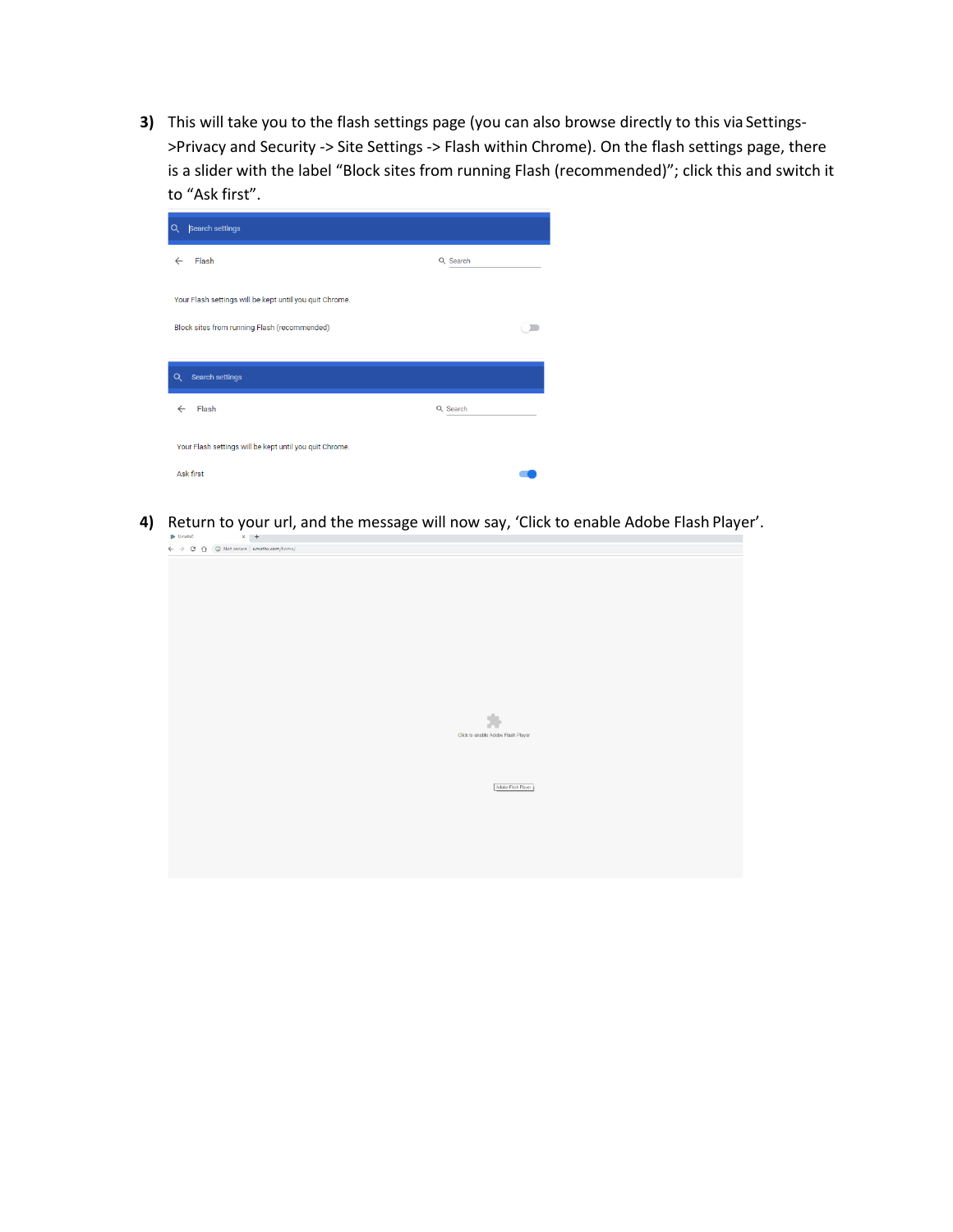3) This will take you to the flash settings page (you can also browse directly to this via Settings->Privacy and Security -> Site Settings -> Flash within Chrome). On the flash settings page, there is a slider with the label "Block sites from running Flash (recommended)"; click this and switch it to "Ask first".

4) Return to your url, and the message will now say, 'Click to enable Adobe Flash Player'.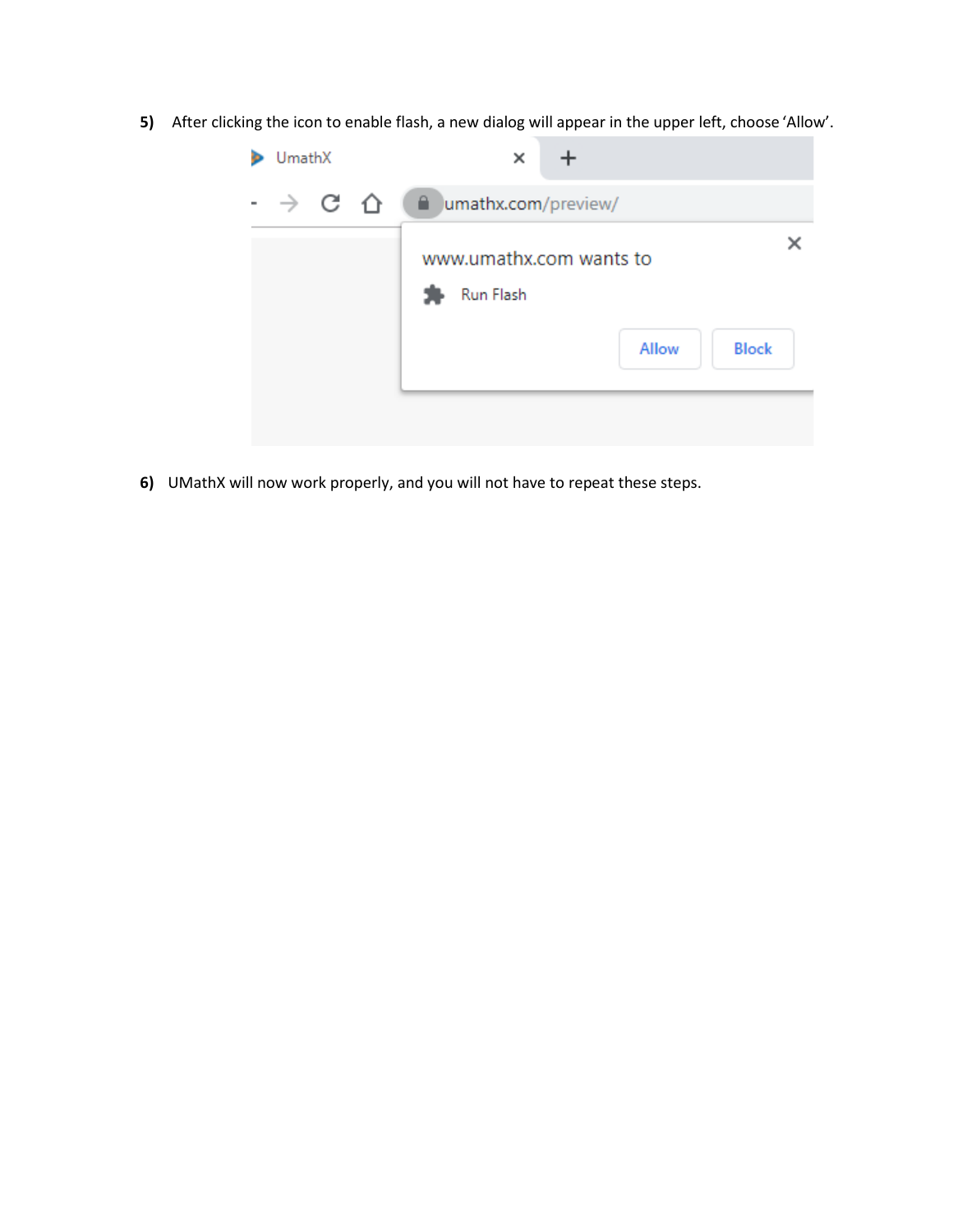**5)** After clicking the icon to enable flash, a new dialog will appear in the upper left, choose 'Allow'.

**6)** UMathX will now work properly, and you will not have to repeat these steps.